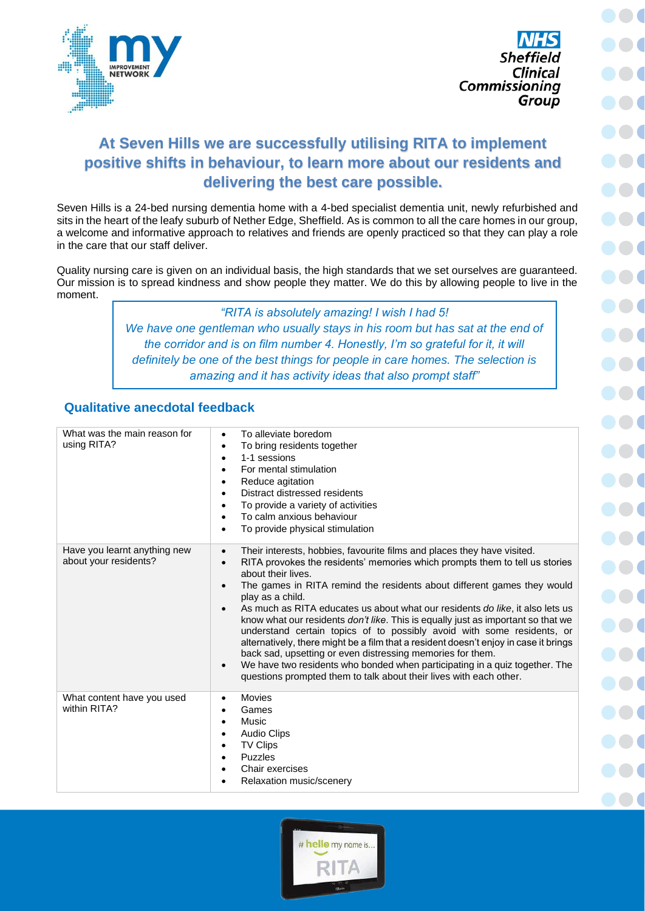## At Seven Hills we are successfully utilising RITA to implement positive shifts in behaviour, to learn more about our residents and delivering the best care possible.

Seven Hills is a 24-bed nursing dementia home with a 4-bed specialist dementia unit, newly refurbished and sits in the heart of the leafy suburb of Nether Edge, Sheffield. As is common to all the care homes in our group, a welcome and informative approach to relatives and friends are openly practiced so that they can play a role in the care that our staff deliver.

Quality nursing care is given on an individual basis, the high standards that we set ourselves are guaranteed. Our mission is to spread kindness and show people they matter. We do this by allowing people to live in the moment.

> *"RITA is absolutely amazing! I wish I had 5! We have one gentleman who usually stays in his room but has sat at the end of the corridor and is on film number 4. Honestly, I'm so grateful for it, it will definitely be one of the best things for people in care homes. The selection is amazing and it has activity ideas that also prompt staff"*

### Qualitative anecdotal feedback

| | |
|---|---|
| What was the main reason for using RITA? | • To alleviate boredom<br>• To bring residents together<br>• 1-1 sessions<br>• For mental stimulation<br>• Reduce agitation<br>• Distract distressed residents<br>• To provide a variety of activities<br>• To calm anxious behaviour<br>• To provide physical stimulation |
| Have you learnt anything new about your residents? | • Their interests, hobbies, favourite films and places they have visited.<br>• RITA provokes the residents' memories which prompts them to tell us stories about their lives.<br>• The games in RITA remind the residents about different games they would play as a child.<br>• As much as RITA educates us about what our residents *do like*, it also lets us know what our residents *don't like*. This is equally just as important so that we understand certain topics of to possibly avoid with some residents, or alternatively, there might be a film that a resident doesn't enjoy in case it brings back sad, upsetting or even distressing memories for them.<br>• We have two residents who bonded when participating in a quiz together. The questions prompted them to talk about their lives with each other. |
| What content have you used within RITA? | • Movies<br>• Games<br>• Music<br>• Audio Clips<br>• TV Clips<br>• Puzzles<br>• Chair exercises<br>• Relaxation music/scenery |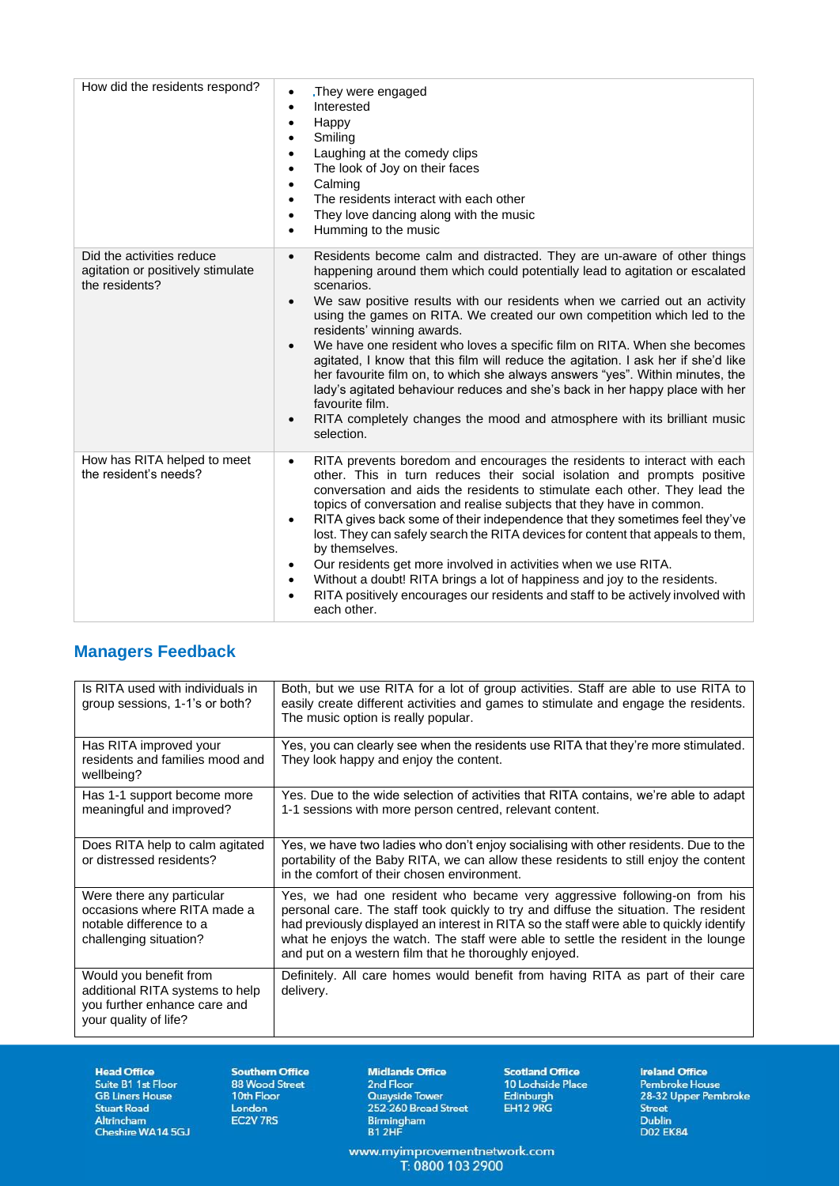| | |
|---|---|
| How did the residents respond? | • They were engaged<br>• Interested<br>• Happy<br>• Smiling<br>• Laughing at the comedy clips<br>• The look of Joy on their faces<br>• Calming<br>• The residents interact with each other<br>• They love dancing along with the music<br>• Humming to the music |
| Did the activities reduce agitation or positively stimulate the residents? | • Residents become calm and distracted. They are un-aware of other things happening around them which could potentially lead to agitation or escalated scenarios.<br>• We saw positive results with our residents when we carried out an activity using the games on RITA. We created our own competition which led to the residents' winning awards.<br>• We have one resident who loves a specific film on RITA. When she becomes agitated, I know that this film will reduce the agitation. I ask her if she'd like her favourite film on, to which she always answers "yes". Within minutes, the lady's agitated behaviour reduces and she's back in her happy place with her favourite film.<br>• RITA completely changes the mood and atmosphere with its brilliant music selection. |
| How has RITA helped to meet the resident's needs? | • RITA prevents boredom and encourages the residents to interact with each other. This in turn reduces their social isolation and prompts positive conversation and aids the residents to stimulate each other. They lead the topics of conversation and realise subjects that they have in common.<br>• RITA gives back some of their independence that they sometimes feel they've lost. They can safely search the RITA devices for content that appeals to them, by themselves.<br>• Our residents get more involved in activities when we use RITA.<br>• Without a doubt! RITA brings a lot of happiness and joy to the residents.<br>• RITA positively encourages our residents and staff to be actively involved with each other. |

## Managers Feedback

| | |
|---|---|
| Is RITA used with individuals in group sessions, 1-1's or both? | Both, but we use RITA for a lot of group activities. Staff are able to use RITA to easily create different activities and games to stimulate and engage the residents. The music option is really popular. |
| Has RITA improved your residents and families mood and wellbeing? | Yes, you can clearly see when the residents use RITA that they're more stimulated. They look happy and enjoy the content. |
| Has 1-1 support become more meaningful and improved? | Yes. Due to the wide selection of activities that RITA contains, we're able to adapt 1-1 sessions with more person centred, relevant content. |
| Does RITA help to calm agitated or distressed residents? | Yes, we have two ladies who don't enjoy socialising with other residents. Due to the portability of the Baby RITA, we can allow these residents to still enjoy the content in the comfort of their chosen environment. |
| Were there any particular occasions where RITA made a notable difference to a challenging situation? | Yes, we had one resident who became very aggressive following-on from his personal care. The staff took quickly to try and diffuse the situation. The resident had previously displayed an interest in RITA so the staff were able to quickly identify what he enjoys the watch. The staff were able to settle the resident in the lounge and put on a western film that he thoroughly enjoyed. |
| Would you benefit from additional RITA systems to help you further enhance care and your quality of life? | Definitely. All care homes would benefit from having RITA as part of their care delivery. |

**Head Office**
Suite B1 1st Floor
GB Liners House
Stuart Road
Altrincham
Cheshire WA14 5GJ

**Southern Office**
88 Wood Street
10th Floor
London
EC2V 7RS

**Midlands Office**
2nd Floor
Quayside Tower
252-260 Broad Street
Birmingham
B1 2HF

**Scotland Office**
10 Lochside Place
Edinburgh
EH12 9RG

**Ireland Office**
Pembroke House
28-32 Upper Pembroke Street
Dublin
D02 EK84

www.myimprovementnetwork.com
T: 0800 103 2900